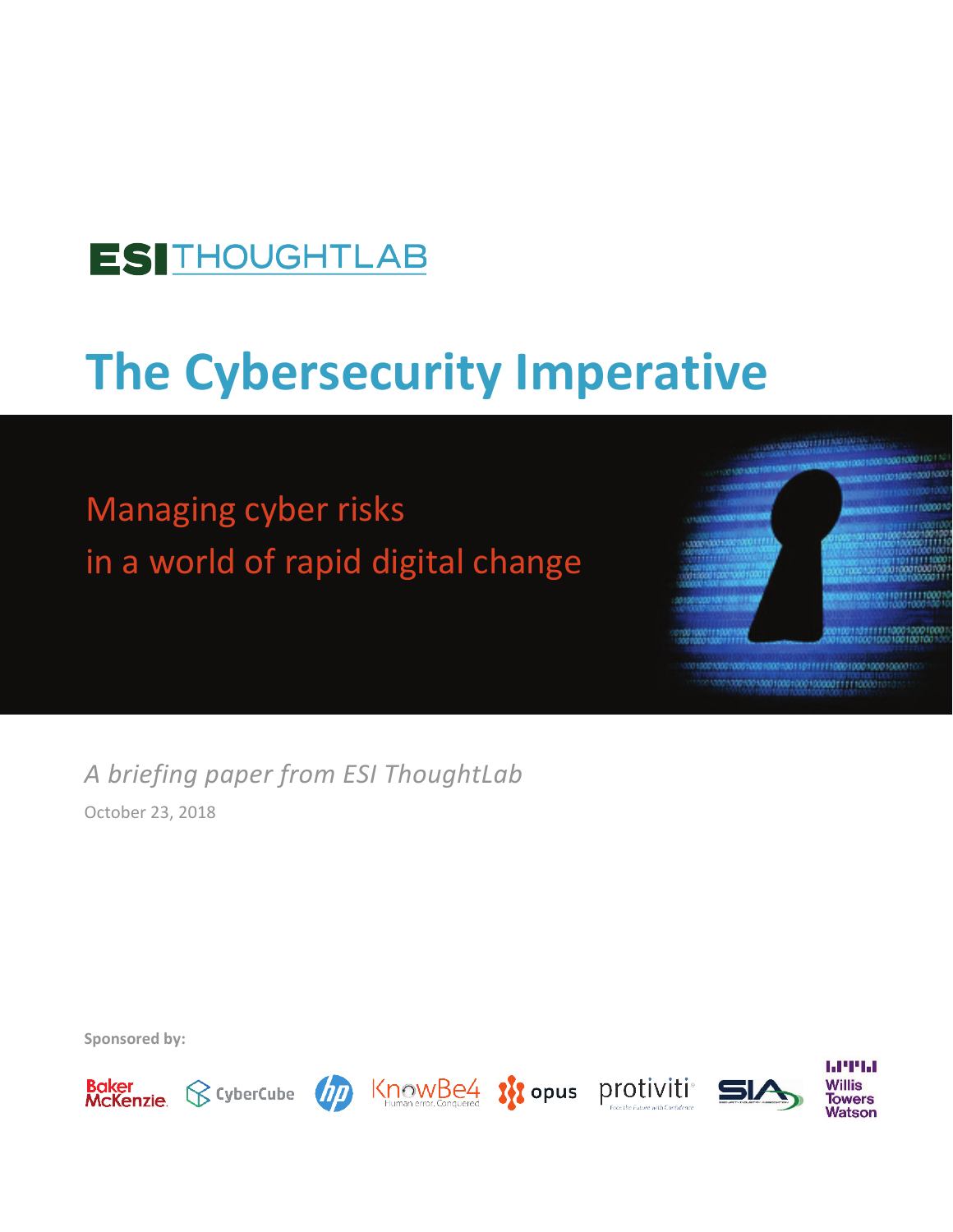ESI THOUGHTLAB

# The Cybersecurity Imperative

## Managing cyber risks in a world of rapid digital change

*A briefing paper from ESI ThoughtLab*

October 23, 2018

**Sponsored by:**

Baker McKenzie, CyberCube, HP, KnowBe4, opus, protiviti, SIA, Willis Towers Watson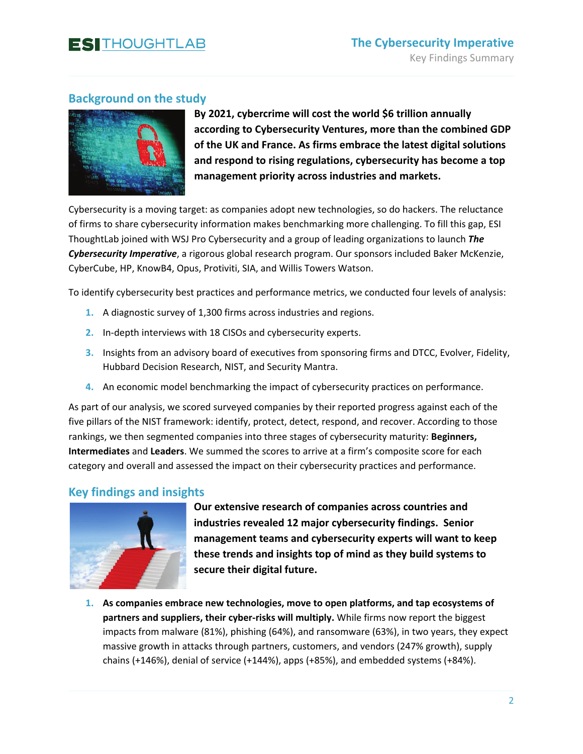## Background on the study

**By 2021, cybercrime will cost the world $6 trillion annually according to Cybersecurity Ventures, more than the combined GDP of the UK and France. As firms embrace the latest digital solutions and respond to rising regulations, cybersecurity has become a top management priority across industries and markets.**

Cybersecurity is a moving target: as companies adopt new technologies, so do hackers. The reluctance of firms to share cybersecurity information makes benchmarking more challenging. To fill this gap, ESI ThoughtLab joined with WSJ Pro Cybersecurity and a group of leading organizations to launch ***The Cybersecurity Imperative***, a rigorous global research program. Our sponsors included Baker McKenzie, CyberCube, HP, KnowB4, Opus, Protiviti, SIA, and Willis Towers Watson.

To identify cybersecurity best practices and performance metrics, we conducted four levels of analysis:

1. A diagnostic survey of 1,300 firms across industries and regions.
2. In-depth interviews with 18 CISOs and cybersecurity experts.
3. Insights from an advisory board of executives from sponsoring firms and DTCC, Evolver, Fidelity, Hubbard Decision Research, NIST, and Security Mantra.
4. An economic model benchmarking the impact of cybersecurity practices on performance.

As part of our analysis, we scored surveyed companies by their reported progress against each of the five pillars of the NIST framework: identify, protect, detect, respond, and recover. According to those rankings, we then segmented companies into three stages of cybersecurity maturity: **Beginners, Intermediates** and **Leaders**. We summed the scores to arrive at a firm's composite score for each category and overall and assessed the impact on their cybersecurity practices and performance.

## Key findings and insights

**Our extensive research of companies across countries and industries revealed 12 major cybersecurity findings. Senior management teams and cybersecurity experts will want to keep these trends and insights top of mind as they build systems to secure their digital future.**

1. **As companies embrace new technologies, move to open platforms, and tap ecosystems of partners and suppliers, their cyber-risks will multiply.** While firms now report the biggest impacts from malware (81%), phishing (64%), and ransomware (63%), in two years, they expect massive growth in attacks through partners, customers, and vendors (247% growth), supply chains (+146%), denial of service (+144%), apps (+85%), and embedded systems (+84%).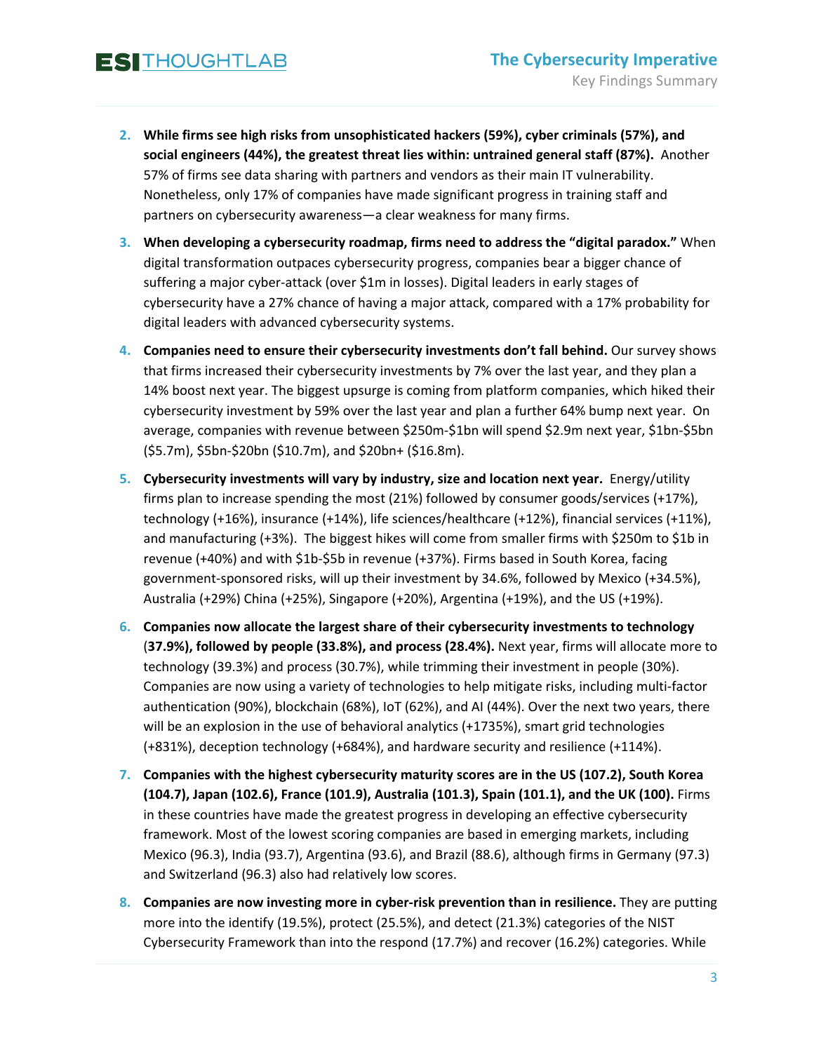2. **While firms see high risks from unsophisticated hackers (59%), cyber criminals (57%), and social engineers (44%), the greatest threat lies within: untrained general staff (87%).** Another 57% of firms see data sharing with partners and vendors as their main IT vulnerability. Nonetheless, only 17% of companies have made significant progress in training staff and partners on cybersecurity awareness—a clear weakness for many firms.

3. **When developing a cybersecurity roadmap, firms need to address the "digital paradox."** When digital transformation outpaces cybersecurity progress, companies bear a bigger chance of suffering a major cyber-attack (over $1m in losses). Digital leaders in early stages of cybersecurity have a 27% chance of having a major attack, compared with a 17% probability for digital leaders with advanced cybersecurity systems.

4. **Companies need to ensure their cybersecurity investments don't fall behind.** Our survey shows that firms increased their cybersecurity investments by 7% over the last year, and they plan a 14% boost next year. The biggest upsurge is coming from platform companies, which hiked their cybersecurity investment by 59% over the last year and plan a further 64% bump next year. On average, companies with revenue between $250m-$1bn will spend $2.9m next year, $1bn-$5bn ($5.7m), $5bn-$20bn ($10.7m), and $20bn+ ($16.8m).

5. **Cybersecurity investments will vary by industry, size and location next year.** Energy/utility firms plan to increase spending the most (21%) followed by consumer goods/services (+17%), technology (+16%), insurance (+14%), life sciences/healthcare (+12%), financial services (+11%), and manufacturing (+3%). The biggest hikes will come from smaller firms with $250m to $1b in revenue (+40%) and with $1b-$5b in revenue (+37%). Firms based in South Korea, facing government-sponsored risks, will up their investment by 34.6%, followed by Mexico (+34.5%), Australia (+29%) China (+25%), Singapore (+20%), Argentina (+19%), and the US (+19%).

6. **Companies now allocate the largest share of their cybersecurity investments to technology (37.9%), followed by people (33.8%), and process (28.4%).** Next year, firms will allocate more to technology (39.3%) and process (30.7%), while trimming their investment in people (30%). Companies are now using a variety of technologies to help mitigate risks, including multi-factor authentication (90%), blockchain (68%), IoT (62%), and AI (44%). Over the next two years, there will be an explosion in the use of behavioral analytics (+1735%), smart grid technologies (+831%), deception technology (+684%), and hardware security and resilience (+114%).

7. **Companies with the highest cybersecurity maturity scores are in the US (107.2), South Korea (104.7), Japan (102.6), France (101.9), Australia (101.3), Spain (101.1), and the UK (100).** Firms in these countries have made the greatest progress in developing an effective cybersecurity framework. Most of the lowest scoring companies are based in emerging markets, including Mexico (96.3), India (93.7), Argentina (93.6), and Brazil (88.6), although firms in Germany (97.3) and Switzerland (96.3) also had relatively low scores.

8. **Companies are now investing more in cyber-risk prevention than in resilience.** They are putting more into the identify (19.5%), protect (25.5%), and detect (21.3%) categories of the NIST Cybersecurity Framework than into the respond (17.7%) and recover (16.2%) categories. While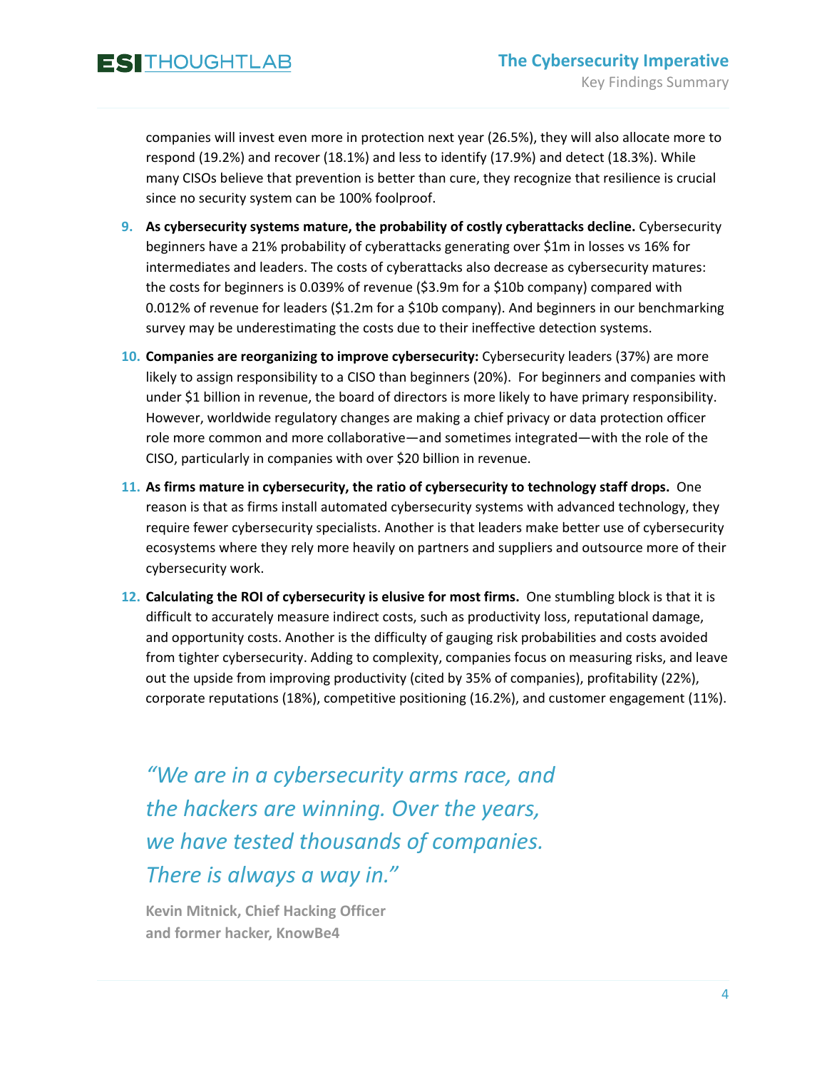companies will invest even more in protection next year (26.5%), they will also allocate more to respond (19.2%) and recover (18.1%) and less to identify (17.9%) and detect (18.3%). While many CISOs believe that prevention is better than cure, they recognize that resilience is crucial since no security system can be 100% foolproof.

9. **As cybersecurity systems mature, the probability of costly cyberattacks decline.** Cybersecurity beginners have a 21% probability of cyberattacks generating over $1m in losses vs 16% for intermediates and leaders. The costs of cyberattacks also decrease as cybersecurity matures: the costs for beginners is 0.039% of revenue ($3.9m for a $10b company) compared with 0.012% of revenue for leaders ($1.2m for a $10b company). And beginners in our benchmarking survey may be underestimating the costs due to their ineffective detection systems.
10. **Companies are reorganizing to improve cybersecurity:** Cybersecurity leaders (37%) are more likely to assign responsibility to a CISO than beginners (20%). For beginners and companies with under $1 billion in revenue, the board of directors is more likely to have primary responsibility. However, worldwide regulatory changes are making a chief privacy or data protection officer role more common and more collaborative—and sometimes integrated—with the role of the CISO, particularly in companies with over $20 billion in revenue.
11. **As firms mature in cybersecurity, the ratio of cybersecurity to technology staff drops.** One reason is that as firms install automated cybersecurity systems with advanced technology, they require fewer cybersecurity specialists. Another is that leaders make better use of cybersecurity ecosystems where they rely more heavily on partners and suppliers and outsource more of their cybersecurity work.
12. **Calculating the ROI of cybersecurity is elusive for most firms.** One stumbling block is that it is difficult to accurately measure indirect costs, such as productivity loss, reputational damage, and opportunity costs. Another is the difficulty of gauging risk probabilities and costs avoided from tighter cybersecurity. Adding to complexity, companies focus on measuring risks, and leave out the upside from improving productivity (cited by 35% of companies), profitability (22%), corporate reputations (18%), competitive positioning (16.2%), and customer engagement (11%).

> *"We are in a cybersecurity arms race, and the hackers are winning. Over the years, we have tested thousands of companies. There is always a way in."*
>
> **Kevin Mitnick, Chief Hacking Officer and former hacker, KnowBe4**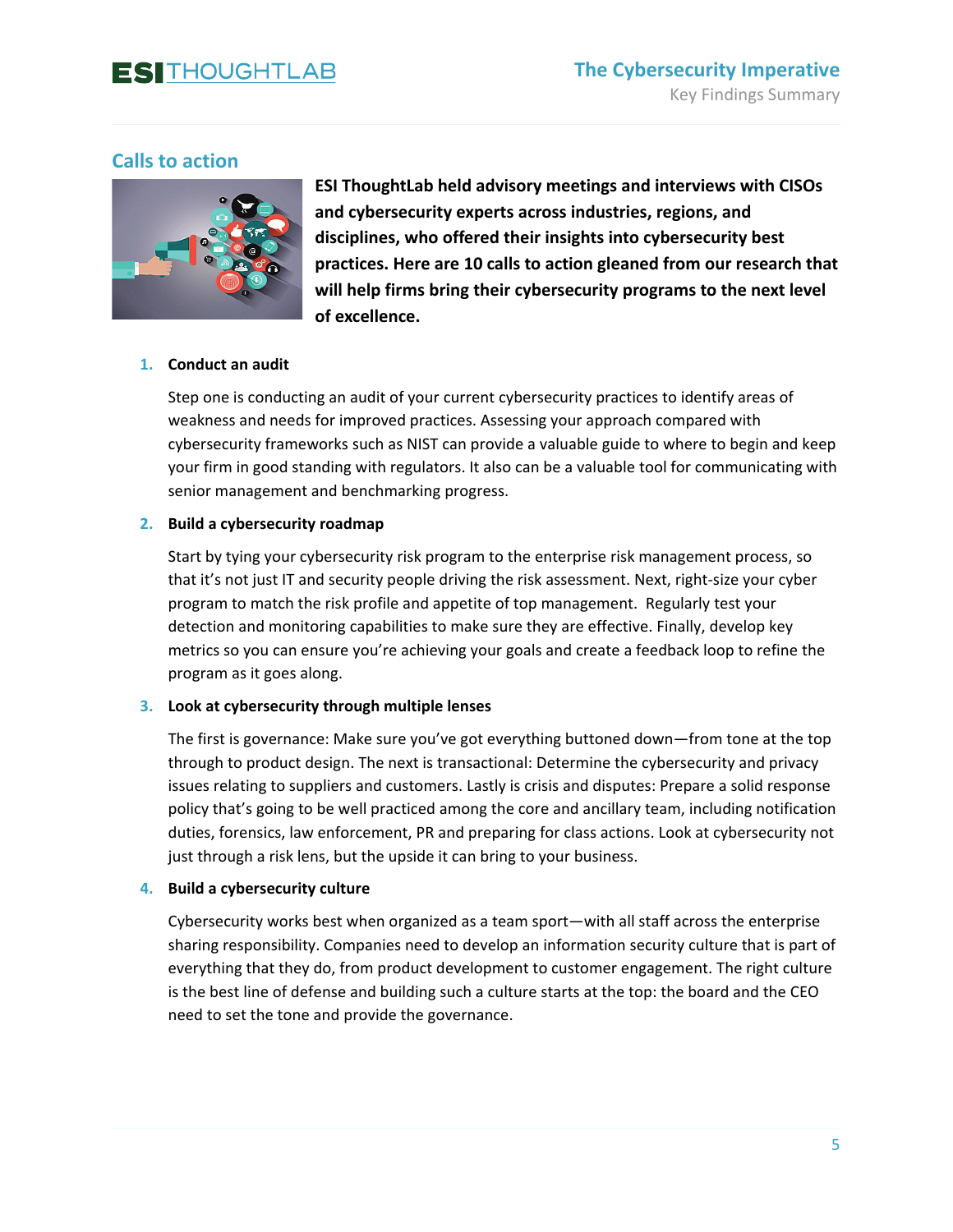## Calls to action

**ESI ThoughtLab held advisory meetings and interviews with CISOs and cybersecurity experts across industries, regions, and disciplines, who offered their insights into cybersecurity best practices. Here are 10 calls to action gleaned from our research that will help firms bring their cybersecurity programs to the next level of excellence.**

1. **Conduct an audit**

   Step one is conducting an audit of your current cybersecurity practices to identify areas of weakness and needs for improved practices. Assessing your approach compared with cybersecurity frameworks such as NIST can provide a valuable guide to where to begin and keep your firm in good standing with regulators. It also can be a valuable tool for communicating with senior management and benchmarking progress.

2. **Build a cybersecurity roadmap**

   Start by tying your cybersecurity risk program to the enterprise risk management process, so that it's not just IT and security people driving the risk assessment. Next, right-size your cyber program to match the risk profile and appetite of top management. Regularly test your detection and monitoring capabilities to make sure they are effective. Finally, develop key metrics so you can ensure you're achieving your goals and create a feedback loop to refine the program as it goes along.

3. **Look at cybersecurity through multiple lenses**

   The first is governance: Make sure you've got everything buttoned down—from tone at the top through to product design. The next is transactional: Determine the cybersecurity and privacy issues relating to suppliers and customers. Lastly is crisis and disputes: Prepare a solid response policy that's going to be well practiced among the core and ancillary team, including notification duties, forensics, law enforcement, PR and preparing for class actions. Look at cybersecurity not just through a risk lens, but the upside it can bring to your business.

4. **Build a cybersecurity culture**

   Cybersecurity works best when organized as a team sport—with all staff across the enterprise sharing responsibility. Companies need to develop an information security culture that is part of everything that they do, from product development to customer engagement. The right culture is the best line of defense and building such a culture starts at the top: the board and the CEO need to set the tone and provide the governance.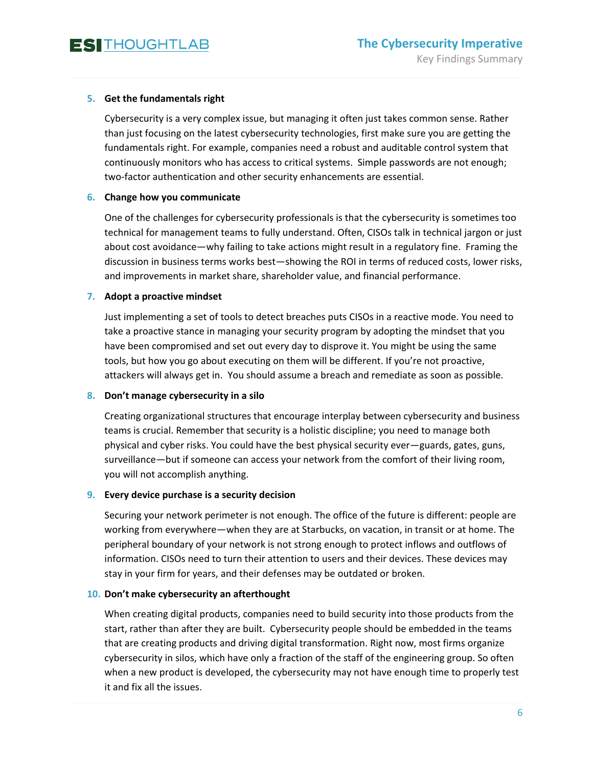5. **Get the fundamentals right**

   Cybersecurity is a very complex issue, but managing it often just takes common sense. Rather than just focusing on the latest cybersecurity technologies, first make sure you are getting the fundamentals right. For example, companies need a robust and auditable control system that continuously monitors who has access to critical systems. Simple passwords are not enough; two-factor authentication and other security enhancements are essential.

6. **Change how you communicate**

   One of the challenges for cybersecurity professionals is that the cybersecurity is sometimes too technical for management teams to fully understand. Often, CISOs talk in technical jargon or just about cost avoidance—why failing to take actions might result in a regulatory fine. Framing the discussion in business terms works best—showing the ROI in terms of reduced costs, lower risks, and improvements in market share, shareholder value, and financial performance.

7. **Adopt a proactive mindset**

   Just implementing a set of tools to detect breaches puts CISOs in a reactive mode. You need to take a proactive stance in managing your security program by adopting the mindset that you have been compromised and set out every day to disprove it. You might be using the same tools, but how you go about executing on them will be different. If you're not proactive, attackers will always get in. You should assume a breach and remediate as soon as possible.

8. **Don't manage cybersecurity in a silo**

   Creating organizational structures that encourage interplay between cybersecurity and business teams is crucial. Remember that security is a holistic discipline; you need to manage both physical and cyber risks. You could have the best physical security ever—guards, gates, guns, surveillance—but if someone can access your network from the comfort of their living room, you will not accomplish anything.

9. **Every device purchase is a security decision**

   Securing your network perimeter is not enough. The office of the future is different: people are working from everywhere—when they are at Starbucks, on vacation, in transit or at home. The peripheral boundary of your network is not strong enough to protect inflows and outflows of information. CISOs need to turn their attention to users and their devices. These devices may stay in your firm for years, and their defenses may be outdated or broken.

10. **Don't make cybersecurity an afterthought**

    When creating digital products, companies need to build security into those products from the start, rather than after they are built. Cybersecurity people should be embedded in the teams that are creating products and driving digital transformation. Right now, most firms organize cybersecurity in silos, which have only a fraction of the staff of the engineering group. So often when a new product is developed, the cybersecurity may not have enough time to properly test it and fix all the issues.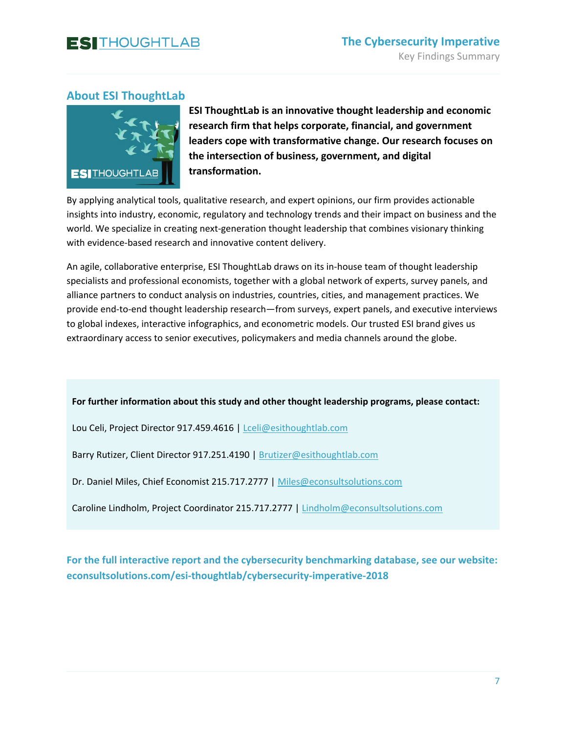## About ESI ThoughtLab

**ESI ThoughtLab is an innovative thought leadership and economic research firm that helps corporate, financial, and government leaders cope with transformative change. Our research focuses on the intersection of business, government, and digital transformation.**

By applying analytical tools, qualitative research, and expert opinions, our firm provides actionable insights into industry, economic, regulatory and technology trends and their impact on business and the world. We specialize in creating next-generation thought leadership that combines visionary thinking with evidence-based research and innovative content delivery.

An agile, collaborative enterprise, ESI ThoughtLab draws on its in-house team of thought leadership specialists and professional economists, together with a global network of experts, survey panels, and alliance partners to conduct analysis on industries, countries, cities, and management practices. We provide end-to-end thought leadership research—from surveys, expert panels, and executive interviews to global indexes, interactive infographics, and econometric models. Our trusted ESI brand gives us extraordinary access to senior executives, policymakers and media channels around the globe.

**For further information about this study and other thought leadership programs, please contact:**

Lou Celi, Project Director 917.459.4616 | Lceli@esithoughtlab.com

Barry Rutizer, Client Director 917.251.4190 | Brutizer@esithoughtlab.com

Dr. Daniel Miles, Chief Economist 215.717.2777 | Miles@econsultsolutions.com

Caroline Lindholm, Project Coordinator 215.717.2777 | Lindholm@econsultsolutions.com

**For the full interactive report and the cybersecurity benchmarking database, see our website: econsultsolutions.com/esi-thoughtlab/cybersecurity-imperative-2018**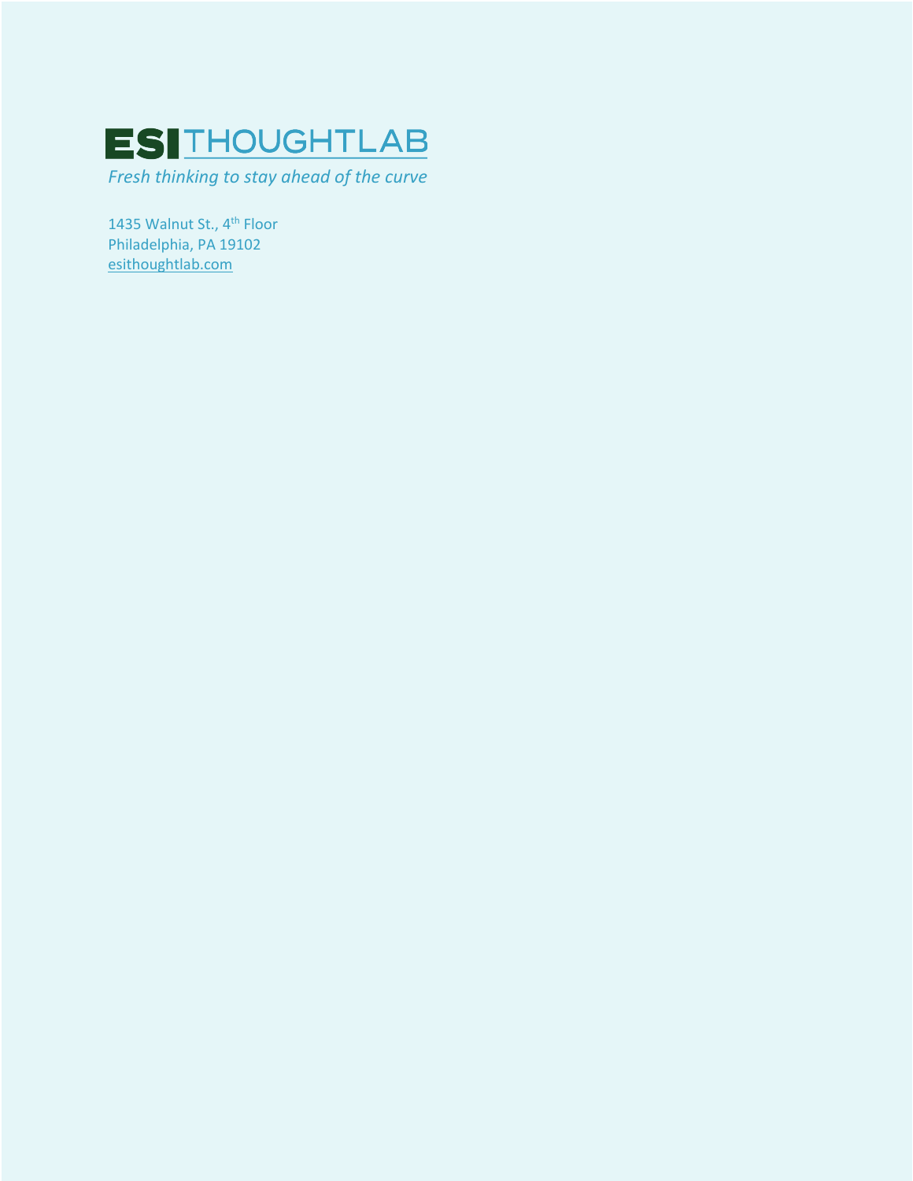ESI THOUGHTLAB

*Fresh thinking to stay ahead of the curve*

1435 Walnut St., 4th Floor
Philadelphia, PA 19102
esithoughtlab.com